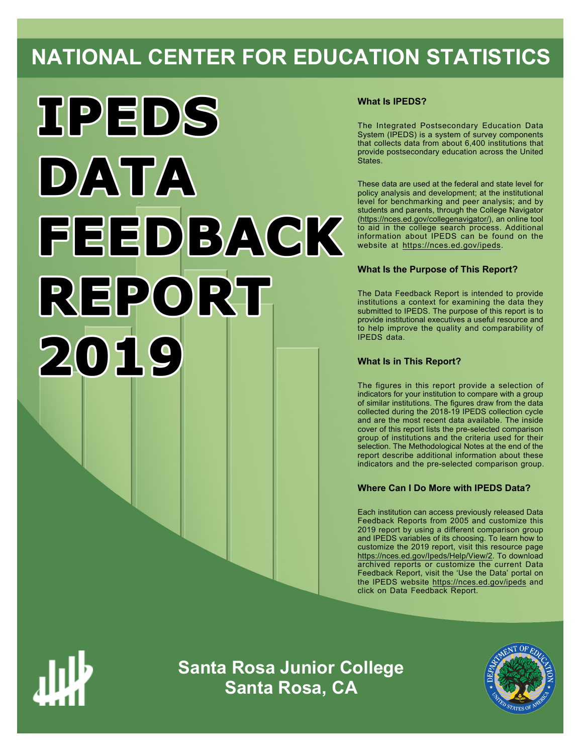# NATIONAL CENTER FOR EDUCATION STATISTICS

# IPEDS DATA FEEDBACK REPORT 2019

### What Is IPEDS?

The Integrated Postsecondary Education Data System (IPEDS) is a system of survey components that collects data from about 6,400 institutions that provide postsecondary education across the United States.

These data are used at the federal and state level for policy analysis and development; at the institutional level for benchmarking and peer analysis; and by students and parents, through the College Navigator (https://nces.ed.gov/collegenavigator/), an online tool to aid in the college search process. Additional information about IPEDS can be found on the website at https://nces.ed.gov/ipeds.

### What Is the Purpose of This Report?

The Data Feedback Report is intended to provide institutions a context for examining the data they submitted to IPEDS. The purpose of this report is to provide institutional executives a useful resource and to help improve the quality and comparability of IPEDS data.

### What Is in This Report?

The figures in this report provide a selection of indicators for your institution to compare with a group of similar institutions. The figures draw from the data collected during the 2018-19 IPEDS collection cycle and are the most recent data available. The inside cover of this report lists the pre-selected comparison group of institutions and the criteria used for their selection. The Methodological Notes at the end of the report describe additional information about these indicators and the pre-selected comparison group.

### Where Can I Do More with IPEDS Data?

Each institution can access previously released Data Feedback Reports from 2005 and customize this 2019 report by using a different comparison group and IPEDS variables of its choosing. To learn how to customize the 2019 report, visit this resource page https://nces.ed.gov/Ipeds/Help/View/2. To download archived reports or customize the current Data Feedback Report, visit the 'Use the Data' portal on the IPEDS website https://nces.ed.gov/ipeds and click on Data Feedback Report.

**Santa Rosa Junior College**
**Santa Rosa, CA**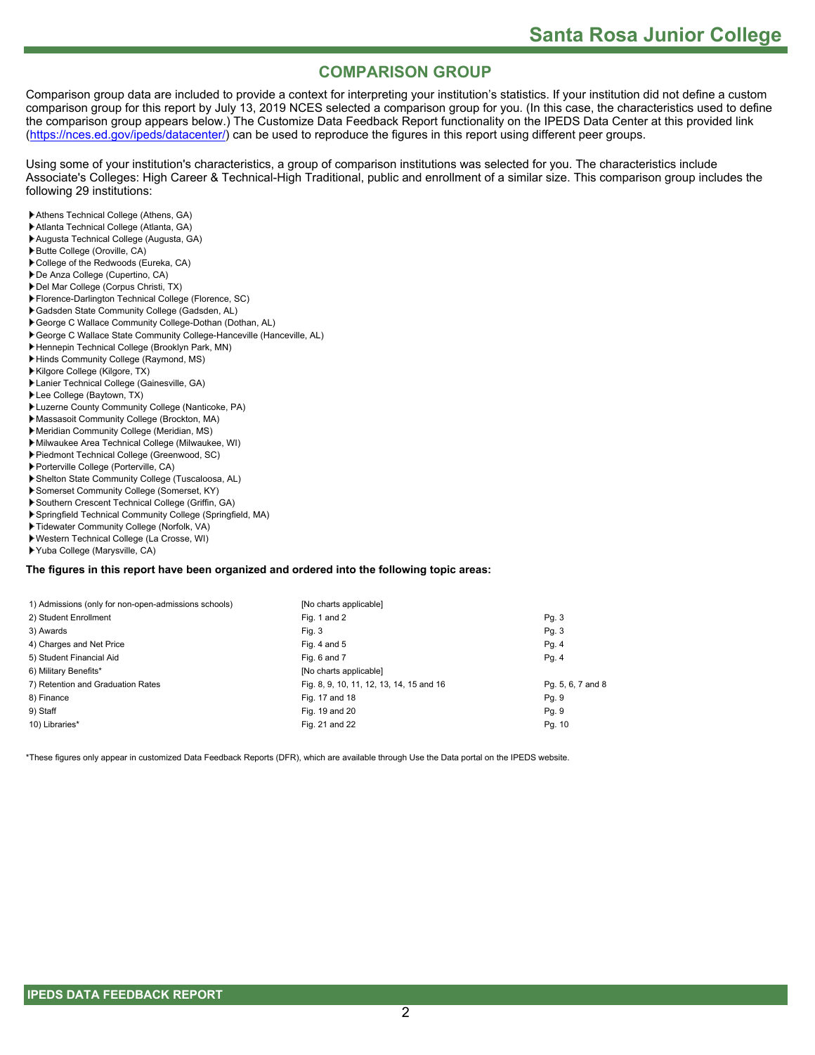# COMPARISON GROUP

Comparison group data are included to provide a context for interpreting your institution's statistics. If your institution did not define a custom comparison group for this report by July 13, 2019 NCES selected a comparison group for you. (In this case, the characteristics used to define the comparison group appears below.) The Customize Data Feedback Report functionality on the IPEDS Data Center at this provided link (https://nces.ed.gov/ipeds/datacenter/) can be used to reproduce the figures in this report using different peer groups.

Using some of your institution's characteristics, a group of comparison institutions was selected for you. The characteristics include Associate's Colleges: High Career & Technical-High Traditional, public and enrollment of a similar size. This comparison group includes the following 29 institutions:

- Athens Technical College (Athens, GA)
- Atlanta Technical College (Atlanta, GA)
- Augusta Technical College (Augusta, GA)
- Butte College (Oroville, CA)
- College of the Redwoods (Eureka, CA)
- De Anza College (Cupertino, CA)
- Del Mar College (Corpus Christi, TX)
- Florence-Darlington Technical College (Florence, SC)
- Gadsden State Community College (Gadsden, AL)
- George C Wallace Community College-Dothan (Dothan, AL)
- George C Wallace State Community College-Hanceville (Hanceville, AL)
- Hennepin Technical College (Brooklyn Park, MN)
- Hinds Community College (Raymond, MS)
- Kilgore College (Kilgore, TX)
- Lanier Technical College (Gainesville, GA)
- Lee College (Baytown, TX)
- Luzerne County Community College (Nanticoke, PA)
- Massasoit Community College (Brockton, MA)
- Meridian Community College (Meridian, MS)
- Milwaukee Area Technical College (Milwaukee, WI)
- Piedmont Technical College (Greenwood, SC)
- Porterville College (Porterville, CA)
- Shelton State Community College (Tuscaloosa, AL)
- Somerset Community College (Somerset, KY)
- Southern Crescent Technical College (Griffin, GA)
- Springfield Technical Community College (Springfield, MA)
- Tidewater Community College (Norfolk, VA)
- Western Technical College (La Crosse, WI)
- Yuba College (Marysville, CA)

**The figures in this report have been organized and ordered into the following topic areas:**

| Topic area | Figures | Pages |
|---|---|---|
| 1) Admissions (only for non-open-admissions schools) | [No charts applicable] | |
| 2) Student Enrollment | Fig. 1 and 2 | Pg. 3 |
| 3) Awards | Fig. 3 | Pg. 3 |
| 4) Charges and Net Price | Fig. 4 and 5 | Pg. 4 |
| 5) Student Financial Aid | Fig. 6 and 7 | Pg. 4 |
| 6) Military Benefits* | [No charts applicable] | |
| 7) Retention and Graduation Rates | Fig. 8, 9, 10, 11, 12, 13, 14, 15 and 16 | Pg. 5, 6, 7 and 8 |
| 8) Finance | Fig. 17 and 18 | Pg. 9 |
| 9) Staff | Fig. 19 and 20 | Pg. 9 |
| 10) Libraries* | Fig. 21 and 22 | Pg. 10 |

*These figures only appear in customized Data Feedback Reports (DFR), which are available through Use the Data portal on the IPEDS website.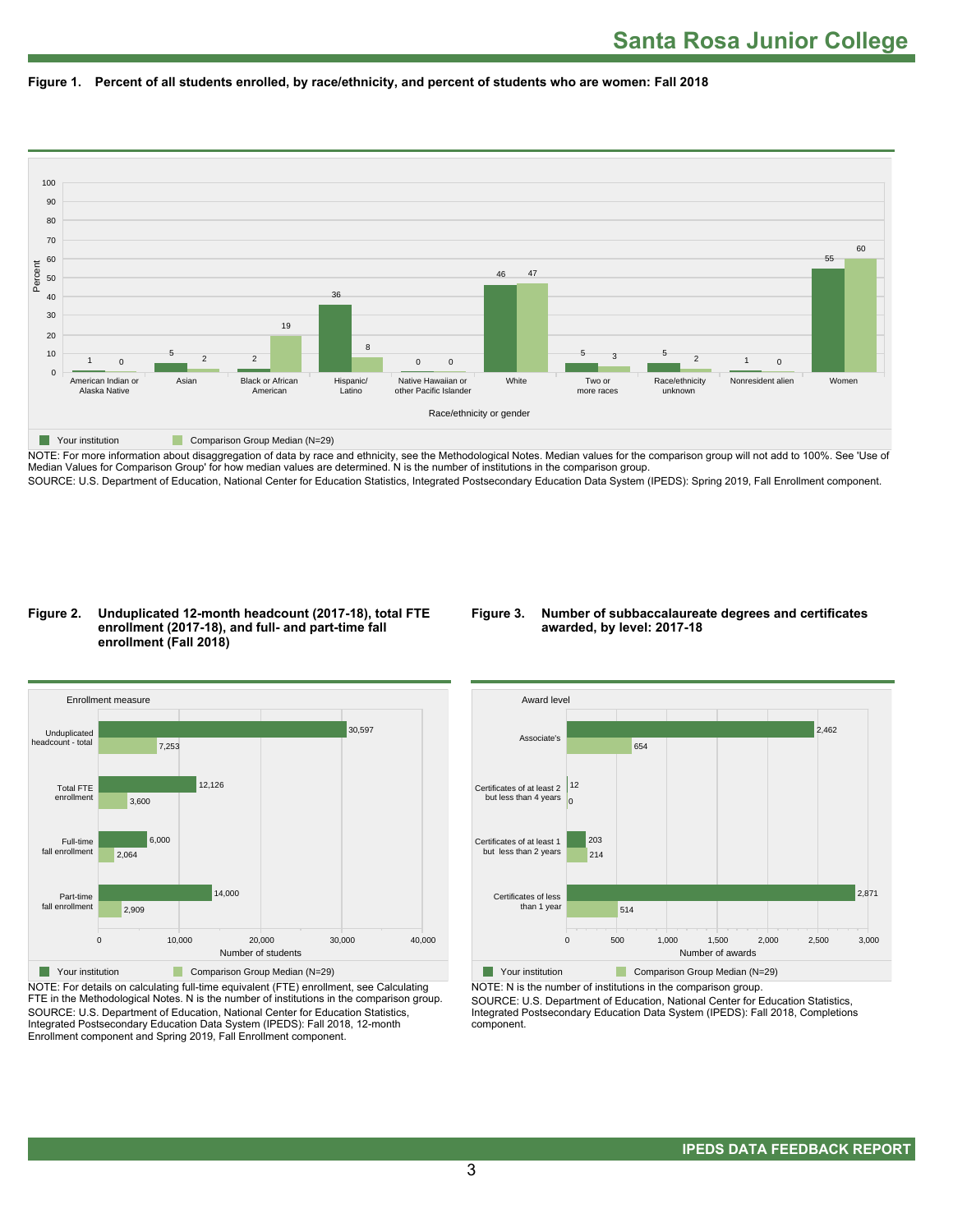# Santa Rosa Junior College

**Figure 1. Percent of all students enrolled, by race/ethnicity, and percent of students who are women: Fall 2018**

| Race/ethnicity or gender | Your institution | Comparison Group Median (N=29) |
|---|---|---|
| American Indian or Alaska Native | 1 | 0 |
| Asian | 5 | 2 |
| Black or African American | 2 | 19 |
| Hispanic/ Latino | 36 | 8 |
| Native Hawaiian or other Pacific Islander | 0 | 0 |
| White | 46 | 47 |
| Two or more races | 5 | 3 |
| Race/ethnicity unknown | 5 | 2 |
| Nonresident alien | 1 | 0 |
| Women | 55 | 60 |

NOTE: For more information about disaggregation of data by race and ethnicity, see the Methodological Notes. Median values for the comparison group will not add to 100%. See 'Use of Median Values for Comparison Group' for how median values are determined. N is the number of institutions in the comparison group.
SOURCE: U.S. Department of Education, National Center for Education Statistics, Integrated Postsecondary Education Data System (IPEDS): Spring 2019, Fall Enrollment component.

**Figure 2. Unduplicated 12-month headcount (2017-18), total FTE enrollment (2017-18), and full- and part-time fall enrollment (Fall 2018)**

| Enrollment measure | Your institution | Comparison Group Median (N=29) |
|---|---|---|
| Unduplicated headcount - total | 30,597 | 7,253 |
| Total FTE enrollment | 12,126 | 3,600 |
| Full-time fall enrollment | 6,000 | 2,064 |
| Part-time fall enrollment | 14,000 | 2,909 |

NOTE: For details on calculating full-time equivalent (FTE) enrollment, see Calculating FTE in the Methodological Notes. N is the number of institutions in the comparison group.
SOURCE: U.S. Department of Education, National Center for Education Statistics, Integrated Postsecondary Education Data System (IPEDS): Fall 2018, 12-month Enrollment component and Spring 2019, Fall Enrollment component.

**Figure 3. Number of subbaccalaureate degrees and certificates awarded, by level: 2017-18**

| Award level | Your institution | Comparison Group Median (N=29) |
|---|---|---|
| Associate's | 2,462 | 654 |
| Certificates of at least 2 but less than 4 years | 12 | 0 |
| Certificates of at least 1 but less than 2 years | 203 | 214 |
| Certificates of less than 1 year | 2,871 | 514 |

NOTE: N is the number of institutions in the comparison group.
SOURCE: U.S. Department of Education, National Center for Education Statistics, Integrated Postsecondary Education Data System (IPEDS): Fall 2018, Completions component.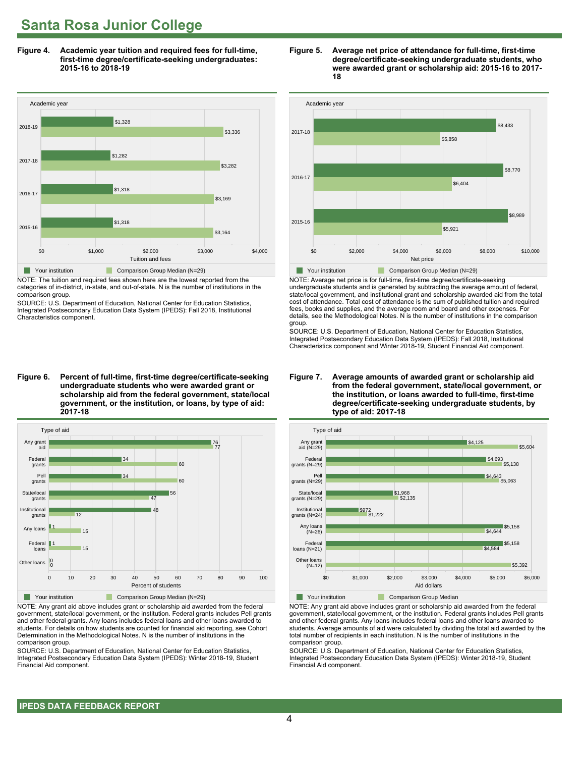# Santa Rosa Junior College

**Figure 4. Academic year tuition and required fees for full-time, first-time degree/certificate-seeking undergraduates: 2015-16 to 2018-19**

| Academic year | Your institution | Comparison Group Median (N=29) |
|---|---|---|
| 2018-19 | $1,328 | $3,336 |
| 2017-18 | $1,282 | $3,282 |
| 2016-17 | $1,318 | $3,169 |
| 2015-16 | $1,318 | $3,164 |

NOTE: The tuition and required fees shown here are the lowest reported from the categories of in-district, in-state, and out-of-state. N is the number of institutions in the comparison group.

SOURCE: U.S. Department of Education, National Center for Education Statistics, Integrated Postsecondary Education Data System (IPEDS): Fall 2018, Institutional Characteristics component.

**Figure 5. Average net price of attendance for full-time, first-time degree/certificate-seeking undergraduate students, who were awarded grant or scholarship aid: 2015-16 to 2017-18**

| Academic year | Your institution | Comparison Group Median (N=29) |
|---|---|---|
| 2017-18 | $8,433 | $5,858 |
| 2016-17 | $8,770 | $6,404 |
| 2015-16 | $8,989 | $5,921 |

NOTE: Average net price is for full-time, first-time degree/certificate-seeking undergraduate students and is generated by subtracting the average amount of federal, state/local government, and institutional grant and scholarship awarded aid from the total cost of attendance. Total cost of attendance is the sum of published tuition and required fees, books and supplies, and the average room and board and other expenses. For details, see the Methodological Notes. N is the number of institutions in the comparison group.

SOURCE: U.S. Department of Education, National Center for Education Statistics, Integrated Postsecondary Education Data System (IPEDS): Fall 2018, Institutional Characteristics component and Winter 2018-19, Student Financial Aid component.

**Figure 6. Percent of full-time, first-time degree/certificate-seeking undergraduate students who were awarded grant or scholarship aid from the federal government, state/local government, or the institution, or loans, by type of aid: 2017-18**

| Type of aid | Your institution | Comparison Group Median (N=29) |
|---|---|---|
| Any grant aid | 76 | 77 |
| Federal grants | 34 | 60 |
| Pell grants | 34 | 60 |
| State/local grants | 56 | 47 |
| Institutional grants | 48 | 12 |
| Any loans | 1 | 15 |
| Federal loans | 1 | 15 |
| Other loans | 0 | 0 |

NOTE: Any grant aid above includes grant or scholarship aid awarded from the federal government, state/local government, or the institution. Federal grants includes Pell grants and other federal grants. Any loans includes federal loans and other loans awarded to students. For details on how students are counted for financial aid reporting, see Cohort Determination in the Methodological Notes. N is the number of institutions in the comparison group.

SOURCE: U.S. Department of Education, National Center for Education Statistics, Integrated Postsecondary Education Data System (IPEDS): Winter 2018-19, Student Financial Aid component.

**Figure 7. Average amounts of awarded grant or scholarship aid from the federal government, state/local government, or the institution, or loans awarded to full-time, first-time degree/certificate-seeking undergraduate students, by type of aid: 2017-18**

| Type of aid | Your institution | Comparison Group Median |
|---|---|---|
| Any grant aid (N=29) | $4,125 | $5,604 |
| Federal grants (N=29) | $4,693 | $5,138 |
| Pell grants (N=29) | $4,643 | $5,063 |
| State/local grants (N=29) | $1,968 | $2,135 |
| Institutional grants (N=24) | $972 | $1,222 |
| Any loans (N=26) | $5,158 | $4,644 |
| Federal loans (N=21) | $5,158 | $4,584 |
| Other loans (N=12) | | $5,392 |

NOTE: Any grant aid above includes grant or scholarship aid awarded from the federal government, state/local government, or the institution. Federal grants includes Pell grants and other federal grants. Any loans includes federal loans and other loans awarded to students. Average amounts of aid were calculated by dividing the total aid awarded by the total number of recipients in each institution. N is the number of institutions in the comparison group.

SOURCE: U.S. Department of Education, National Center for Education Statistics, Integrated Postsecondary Education Data System (IPEDS): Winter 2018-19, Student Financial Aid component.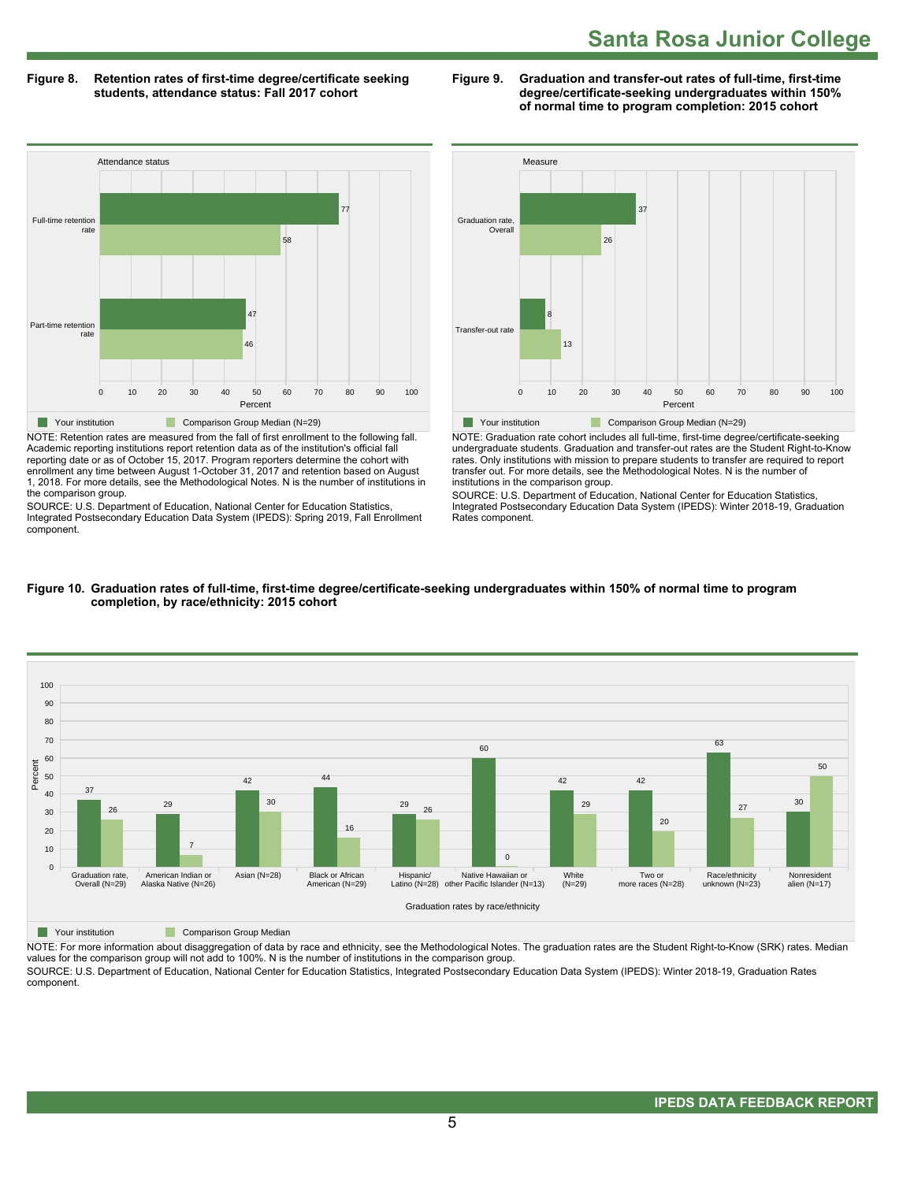# Santa Rosa Junior College

**Figure 8. Retention rates of first-time degree/certificate seeking students, attendance status: Fall 2017 cohort**

| Attendance status | Your institution | Comparison Group Median (N=29) |
|---|---|---|
| Full-time retention rate | 77 | 58 |
| Part-time retention rate | 47 | 46 |

NOTE: Retention rates are measured from the fall of first enrollment to the following fall. Academic reporting institutions report retention data as of the institution's official fall reporting date or as of October 15, 2017. Program reporters determine the cohort with enrollment any time between August 1-October 31, 2017 and retention based on August 1, 2018. For more details, see the Methodological Notes. N is the number of institutions in the comparison group.

SOURCE: U.S. Department of Education, National Center for Education Statistics, Integrated Postsecondary Education Data System (IPEDS): Spring 2019, Fall Enrollment component.

**Figure 9. Graduation and transfer-out rates of full-time, first-time degree/certificate-seeking undergraduates within 150% of normal time to program completion: 2015 cohort**

| Measure | Your institution | Comparison Group Median (N=29) |
|---|---|---|
| Graduation rate, Overall | 37 | 26 |
| Transfer-out rate | 8 | 13 |

NOTE: Graduation rate cohort includes all full-time, first-time degree/certificate-seeking undergraduate students. Graduation and transfer-out rates are the Student Right-to-Know rates. Only institutions with mission to prepare students to transfer are required to report transfer out. For more details, see the Methodological Notes. N is the number of institutions in the comparison group.

SOURCE: U.S. Department of Education, National Center for Education Statistics, Integrated Postsecondary Education Data System (IPEDS): Winter 2018-19, Graduation Rates component.

**Figure 10. Graduation rates of full-time, first-time degree/certificate-seeking undergraduates within 150% of normal time to program completion, by race/ethnicity: 2015 cohort**

| Graduation rates by race/ethnicity | Your institution | Comparison Group Median |
|---|---|---|
| Graduation rate, Overall (N=29) | 37 | 26 |
| American Indian or Alaska Native (N=26) | 29 | 7 |
| Asian (N=28) | 42 | 30 |
| Black or African American (N=29) | 44 | 16 |
| Hispanic/ Latino (N=28) | 29 | 26 |
| Native Hawaiian or other Pacific Islander (N=13) | 60 | 0 |
| White (N=29) | 42 | 29 |
| Two or more races (N=28) | 42 | 20 |
| Race/ethnicity unknown (N=23) | 63 | 27 |
| Nonresident alien (N=17) | 30 | 50 |

NOTE: For more information about disaggregation of data by race and ethnicity, see the Methodological Notes. The graduation rates are the Student Right-to-Know (SRK) rates. Median values for the comparison group will not add to 100%. N is the number of institutions in the comparison group.

SOURCE: U.S. Department of Education, National Center for Education Statistics, Integrated Postsecondary Education Data System (IPEDS): Winter 2018-19, Graduation Rates component.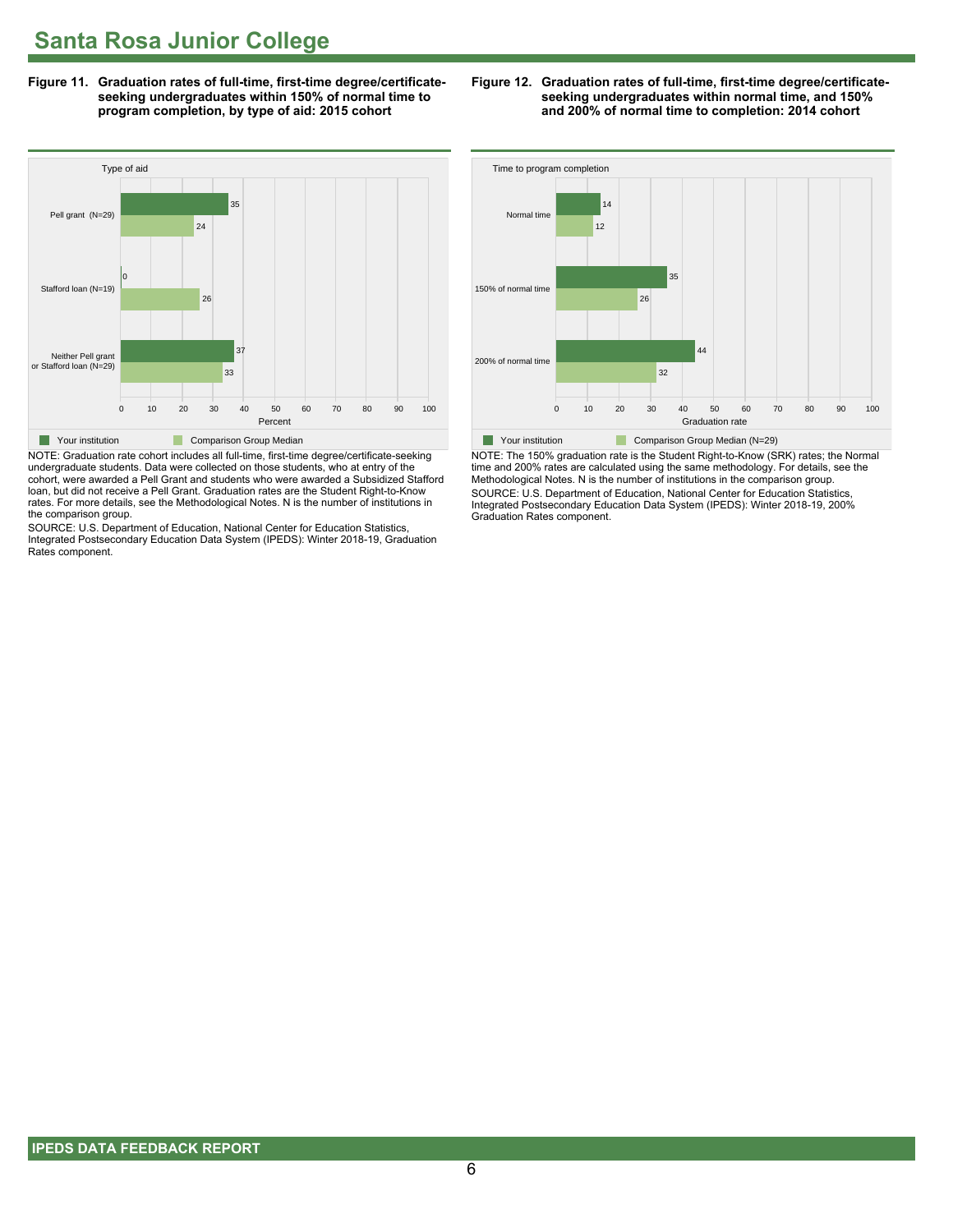# Santa Rosa Junior College

**Figure 11. Graduation rates of full-time, first-time degree/certificate-seeking undergraduates within 150% of normal time to program completion, by type of aid: 2015 cohort**

| Type of aid | Your institution | Comparison Group Median |
|---|---|---|
| Pell grant (N=29) | 35 | 24 |
| Stafford loan (N=19) | 0 | 26 |
| Neither Pell grant or Stafford loan (N=29) | 37 | 33 |

NOTE: Graduation rate cohort includes all full-time, first-time degree/certificate-seeking undergraduate students. Data were collected on those students, who at entry of the cohort, were awarded a Pell Grant and students who were awarded a Subsidized Stafford loan, but did not receive a Pell Grant. Graduation rates are the Student Right-to-Know rates. For more details, see the Methodological Notes. N is the number of institutions in the comparison group.

SOURCE: U.S. Department of Education, National Center for Education Statistics, Integrated Postsecondary Education Data System (IPEDS): Winter 2018-19, Graduation Rates component.

**Figure 12. Graduation rates of full-time, first-time degree/certificate-seeking undergraduates within normal time, and 150% and 200% of normal time to completion: 2014 cohort**

| Time to program completion | Your institution | Comparison Group Median (N=29) |
|---|---|---|
| Normal time | 14 | 12 |
| 150% of normal time | 35 | 26 |
| 200% of normal time | 44 | 32 |

NOTE: The 150% graduation rate is the Student Right-to-Know (SRK) rates; the Normal time and 200% rates are calculated using the same methodology. For details, see the Methodological Notes. N is the number of institutions in the comparison group.

SOURCE: U.S. Department of Education, National Center for Education Statistics, Integrated Postsecondary Education Data System (IPEDS): Winter 2018-19, 200% Graduation Rates component.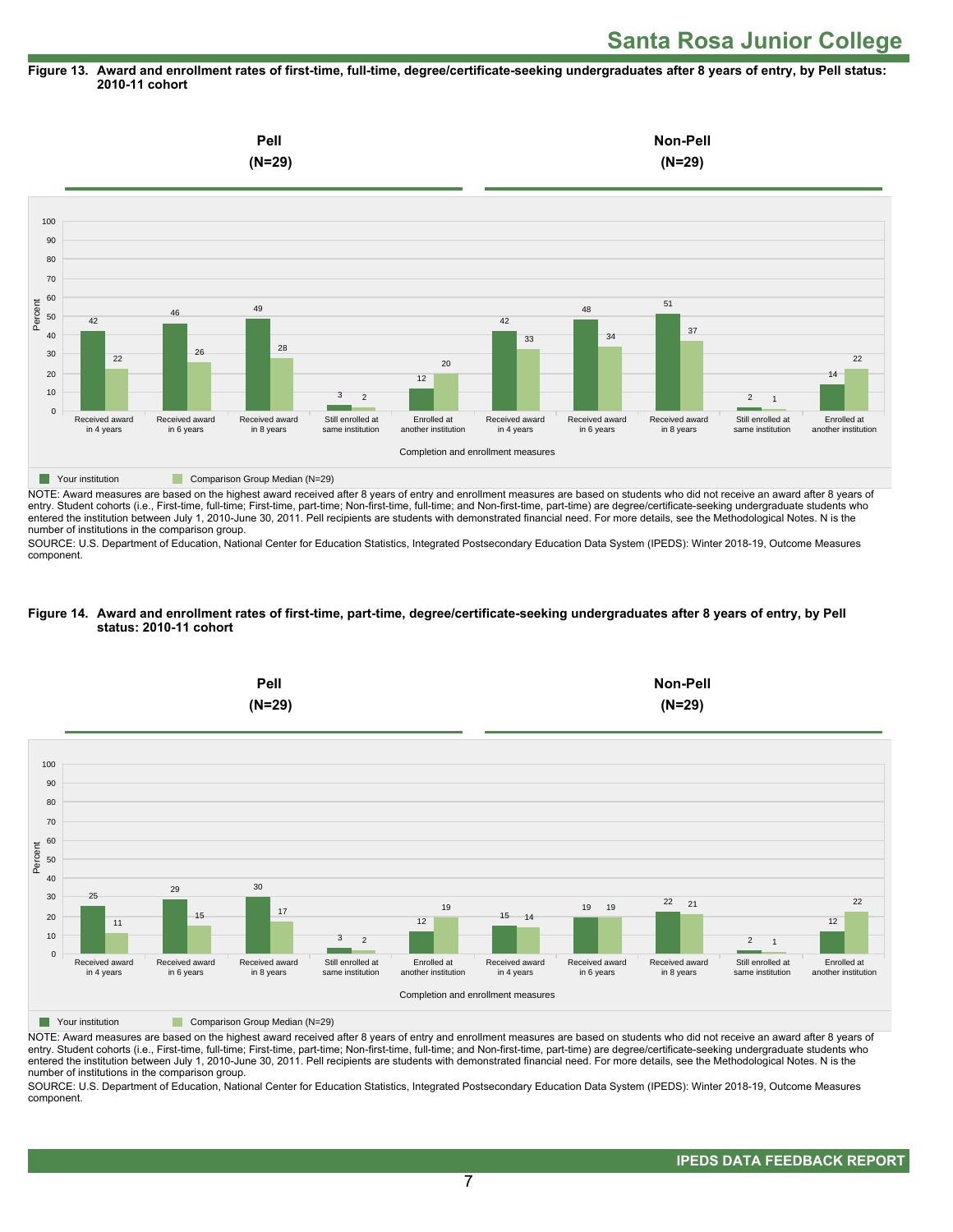**Figure 13. Award and enrollment rates of first-time, full-time, degree/certificate-seeking undergraduates after 8 years of entry, by Pell status: 2010-11 cohort**

| Completion and enrollment measures | Pell (N=29): Your institution | Pell (N=29): Comparison Group Median (N=29) | Non-Pell (N=29): Your institution | Non-Pell (N=29): Comparison Group Median (N=29) |
|---|---|---|---|---|
| Received award in 4 years | 42 | 22 | 42 | 33 |
| Received award in 6 years | 46 | 26 | 48 | 34 |
| Received award in 8 years | 49 | 28 | 51 | 37 |
| Still enrolled at same institution | 3 | 2 | 2 | 1 |
| Enrolled at another institution | 12 | 20 | 14 | 22 |

NOTE: Award measures are based on the highest award received after 8 years of entry and enrollment measures are based on students who did not receive an award after 8 years of entry. Student cohorts (i.e., First-time, full-time; First-time, part-time; Non-first-time, full-time; and Non-first-time, part-time) are degree/certificate-seeking undergraduate students who entered the institution between July 1, 2010-June 30, 2011. Pell recipients are students with demonstrated financial need. For more details, see the Methodological Notes. N is the number of institutions in the comparison group.

SOURCE: U.S. Department of Education, National Center for Education Statistics, Integrated Postsecondary Education Data System (IPEDS): Winter 2018-19, Outcome Measures component.

**Figure 14. Award and enrollment rates of first-time, part-time, degree/certificate-seeking undergraduates after 8 years of entry, by Pell status: 2010-11 cohort**

| Completion and enrollment measures | Pell (N=29): Your institution | Pell (N=29): Comparison Group Median (N=29) | Non-Pell (N=29): Your institution | Non-Pell (N=29): Comparison Group Median (N=29) |
|---|---|---|---|---|
| Received award in 4 years | 25 | 11 | 15 | 14 |
| Received award in 6 years | 29 | 15 | 19 | 19 |
| Received award in 8 years | 30 | 17 | 22 | 21 |
| Still enrolled at same institution | 3 | 2 | 2 | 1 |
| Enrolled at another institution | 12 | 19 | 12 | 22 |

NOTE: Award measures are based on the highest award received after 8 years of entry and enrollment measures are based on students who did not receive an award after 8 years of entry. Student cohorts (i.e., First-time, full-time; First-time, part-time; Non-first-time, full-time; and Non-first-time, part-time) are degree/certificate-seeking undergraduate students who entered the institution between July 1, 2010-June 30, 2011. Pell recipients are students with demonstrated financial need. For more details, see the Methodological Notes. N is the number of institutions in the comparison group.

SOURCE: U.S. Department of Education, National Center for Education Statistics, Integrated Postsecondary Education Data System (IPEDS): Winter 2018-19, Outcome Measures component.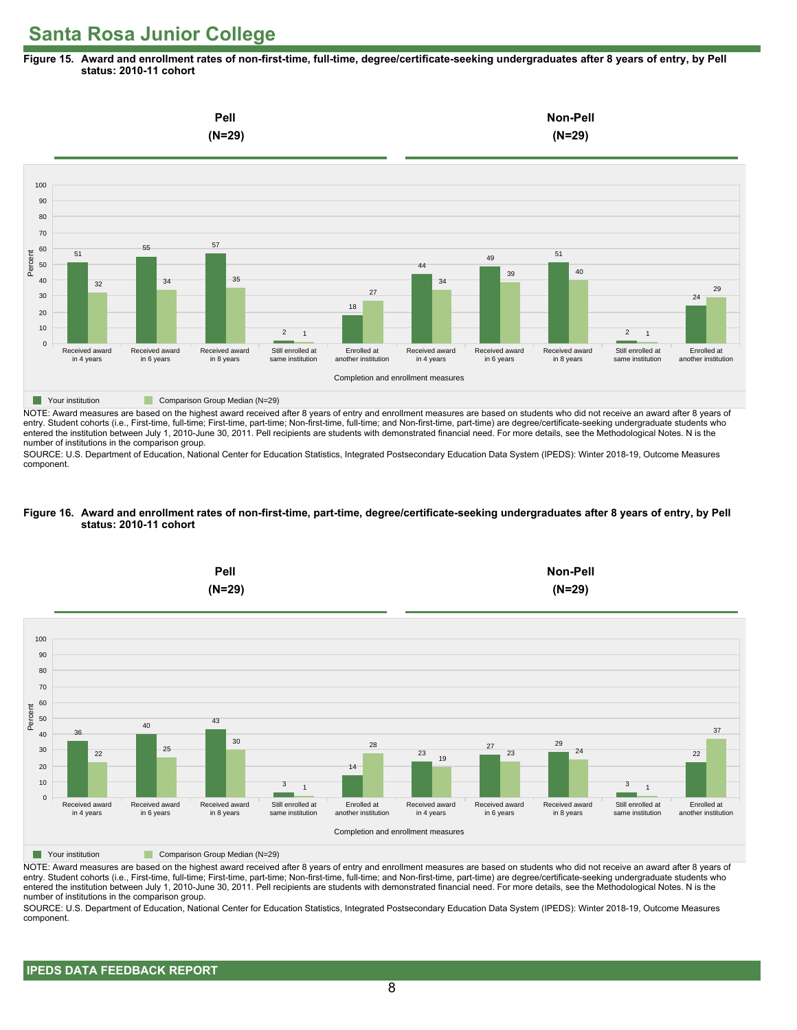# Santa Rosa Junior College

**Figure 15. Award and enrollment rates of non-first-time, full-time, degree/certificate-seeking undergraduates after 8 years of entry, by Pell status: 2010-11 cohort**

| | Pell (N=29) | | | | | Non-Pell (N=29) | | | | |
|---|---|---|---|---|---|---|---|---|---|---|
| Completion and enrollment measures | Received award in 4 years | Received award in 6 years | Received award in 8 years | Still enrolled at same institution | Enrolled at another institution | Received award in 4 years | Received award in 6 years | Received award in 8 years | Still enrolled at same institution | Enrolled at another institution |
| Your institution | 51 | 55 | 57 | 2 | 18 | 44 | 49 | 51 | 2 | 24 |
| Comparison Group Median (N=29) | 32 | 34 | 35 | 1 | 27 | 34 | 39 | 40 | 1 | 29 |

NOTE: Award measures are based on the highest award received after 8 years of entry and enrollment measures are based on students who did not receive an award after 8 years of entry. Student cohorts (i.e., First-time, full-time; First-time, part-time; Non-first-time, full-time; and Non-first-time, part-time) are degree/certificate-seeking undergraduate students who entered the institution between July 1, 2010-June 30, 2011. Pell recipients are students with demonstrated financial need. For more details, see the Methodological Notes. N is the number of institutions in the comparison group.

SOURCE: U.S. Department of Education, National Center for Education Statistics, Integrated Postsecondary Education Data System (IPEDS): Winter 2018-19, Outcome Measures component.

**Figure 16. Award and enrollment rates of non-first-time, part-time, degree/certificate-seeking undergraduates after 8 years of entry, by Pell status: 2010-11 cohort**

| | Pell (N=29) | | | | | Non-Pell (N=29) | | | | |
|---|---|---|---|---|---|---|---|---|---|---|
| Completion and enrollment measures | Received award in 4 years | Received award in 6 years | Received award in 8 years | Still enrolled at same institution | Enrolled at another institution | Received award in 4 years | Received award in 6 years | Received award in 8 years | Still enrolled at same institution | Enrolled at another institution |
| Your institution | 36 | 40 | 43 | 3 | 14 | 23 | 27 | 29 | 3 | 22 |
| Comparison Group Median (N=29) | 22 | 25 | 30 | 1 | 28 | 19 | 23 | 24 | 1 | 37 |

NOTE: Award measures are based on the highest award received after 8 years of entry and enrollment measures are based on students who did not receive an award after 8 years of entry. Student cohorts (i.e., First-time, full-time; First-time, part-time; Non-first-time, full-time; and Non-first-time, part-time) are degree/certificate-seeking undergraduate students who entered the institution between July 1, 2010-June 30, 2011. Pell recipients are students with demonstrated financial need. For more details, see the Methodological Notes. N is the number of institutions in the comparison group.

SOURCE: U.S. Department of Education, National Center for Education Statistics, Integrated Postsecondary Education Data System (IPEDS): Winter 2018-19, Outcome Measures component.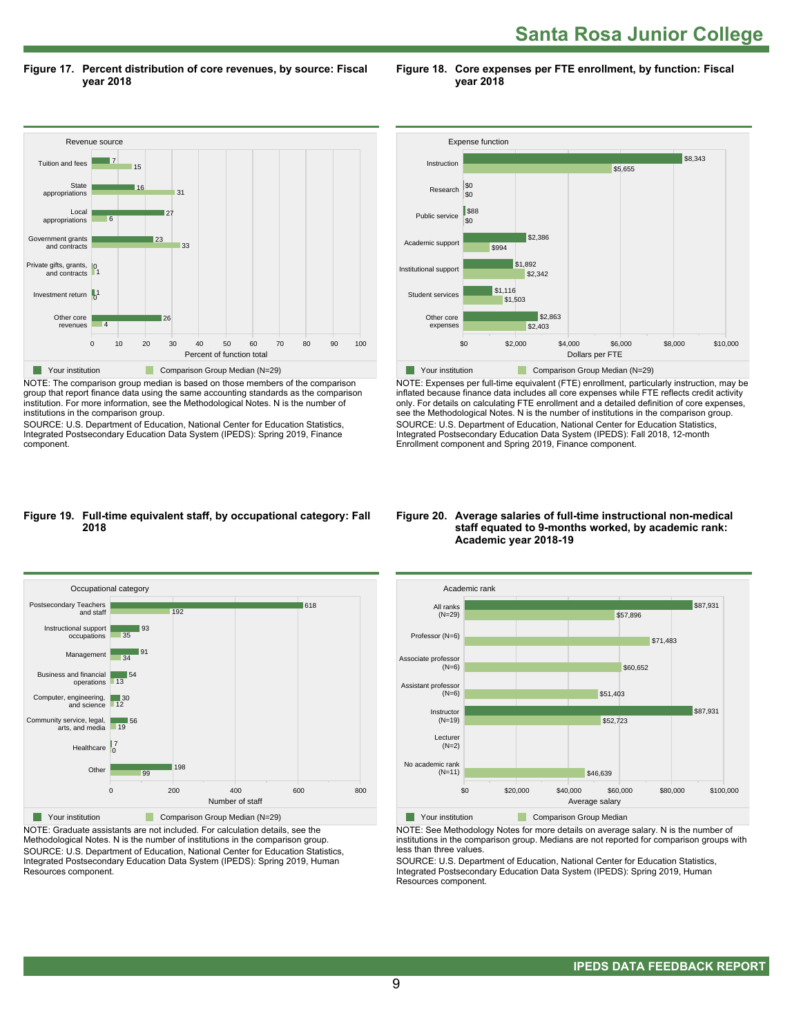## Santa Rosa Junior College

**Figure 17. Percent distribution of core revenues, by source: Fiscal year 2018**

| Revenue source | Your institution | Comparison Group Median (N=29) |
|---|---|---|
| Tuition and fees | 7 | 15 |
| State appropriations | 16 | 31 |
| Local appropriations | 27 | 6 |
| Government grants and contracts | 23 | 33 |
| Private gifts, grants, and contracts | 0 | 1 |
| Investment return | 1 | 0 |
| Other core revenues | 26 | 4 |

Percent of function total

NOTE: The comparison group median is based on those members of the comparison group that report finance data using the same accounting standards as the comparison institution. For more information, see the Methodological Notes. N is the number of institutions in the comparison group.
SOURCE: U.S. Department of Education, National Center for Education Statistics, Integrated Postsecondary Education Data System (IPEDS): Spring 2019, Finance component.

**Figure 18. Core expenses per FTE enrollment, by function: Fiscal year 2018**

| Expense function | Your institution | Comparison Group Median (N=29) |
|---|---|---|
| Instruction | $8,343 | $5,655 |
| Research | $0 | $0 |
| Public service | $88 | $0 |
| Academic support | $2,386 | $994 |
| Institutional support | $1,892 | $2,342 |
| Student services | $1,116 | $1,503 |
| Other core expenses | $2,863 | $2,403 |

Dollars per FTE

NOTE: Expenses per full-time equivalent (FTE) enrollment, particularly instruction, may be inflated because finance data includes all core expenses while FTE reflects credit activity only. For details on calculating FTE enrollment and a detailed definition of core expenses, see the Methodological Notes. N is the number of institutions in the comparison group.
SOURCE: U.S. Department of Education, National Center for Education Statistics, Integrated Postsecondary Education Data System (IPEDS): Fall 2018, 12-month Enrollment component and Spring 2019, Finance component.

**Figure 19. Full-time equivalent staff, by occupational category: Fall 2018**

| Occupational category | Your institution | Comparison Group Median (N=29) |
|---|---|---|
| Postsecondary Teachers and staff | 618 | 192 |
| Instructional support occupations | 93 | 35 |
| Management | 91 | 34 |
| Business and financial operations | 54 | 13 |
| Computer, engineering, and science | 30 | 12 |
| Community service, legal, arts, and media | 56 | 19 |
| Healthcare | 7 | 0 |
| Other | 198 | 99 |

Number of staff

NOTE: Graduate assistants are not included. For calculation details, see the Methodological Notes. N is the number of institutions in the comparison group.
SOURCE: U.S. Department of Education, National Center for Education Statistics, Integrated Postsecondary Education Data System (IPEDS): Spring 2019, Human Resources component.

**Figure 20. Average salaries of full-time instructional non-medical staff equated to 9-months worked, by academic rank: Academic year 2018-19**

| Academic rank | Your institution | Comparison Group Median |
|---|---|---|
| All ranks (N=29) | $87,931 | $57,896 |
| Professor (N=6) | | $71,483 |
| Associate professor (N=6) | | $60,652 |
| Assistant professor (N=6) | | $51,403 |
| Instructor (N=19) | $87,931 | $52,723 |
| Lecturer (N=2) | | |
| No academic rank (N=11) | | $46,639 |

Average salary

NOTE: See Methodology Notes for more details on average salary. N is the number of institutions in the comparison group. Medians are not reported for comparison groups with less than three values.
SOURCE: U.S. Department of Education, National Center for Education Statistics, Integrated Postsecondary Education Data System (IPEDS): Spring 2019, Human Resources component.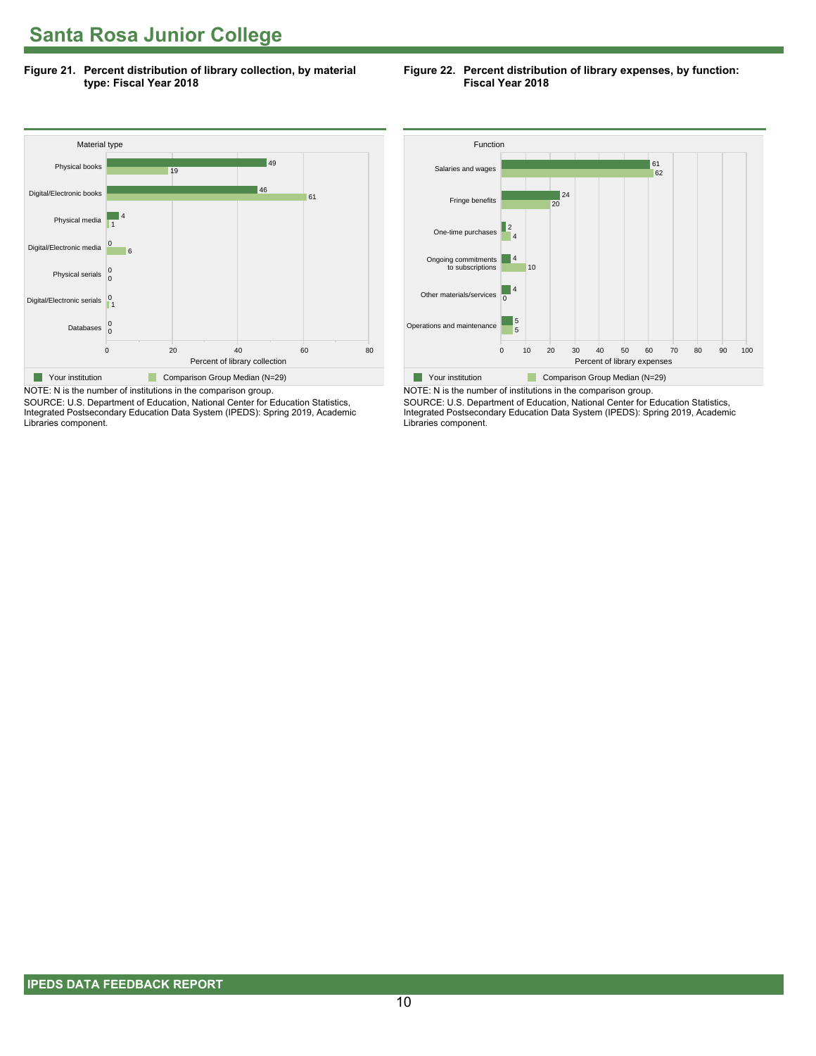# Santa Rosa Junior College

**Figure 21. Percent distribution of library collection, by material type: Fiscal Year 2018**

| Material type | Your institution | Comparison Group Median (N=29) |
|---|---|---|
| Physical books | 49 | 19 |
| Digital/Electronic books | 46 | 61 |
| Physical media | 4 | 1 |
| Digital/Electronic media | 0 | 6 |
| Physical serials | 0 | 0 |
| Digital/Electronic serials | 0 | 1 |
| Databases | 0 | 0 |

Percent of library collection

NOTE: N is the number of institutions in the comparison group.
SOURCE: U.S. Department of Education, National Center for Education Statistics, Integrated Postsecondary Education Data System (IPEDS): Spring 2019, Academic Libraries component.

**Figure 22. Percent distribution of library expenses, by function: Fiscal Year 2018**

| Function | Your institution | Comparison Group Median (N=29) |
|---|---|---|
| Salaries and wages | 61 | 62 |
| Fringe benefits | 24 | 20 |
| One-time purchases | 2 | 4 |
| Ongoing commitments to subscriptions | 4 | 10 |
| Other materials/services | 4 | 0 |
| Operations and maintenance | 5 | 5 |

Percent of library expenses

NOTE: N is the number of institutions in the comparison group.
SOURCE: U.S. Department of Education, National Center for Education Statistics, Integrated Postsecondary Education Data System (IPEDS): Spring 2019, Academic Libraries component.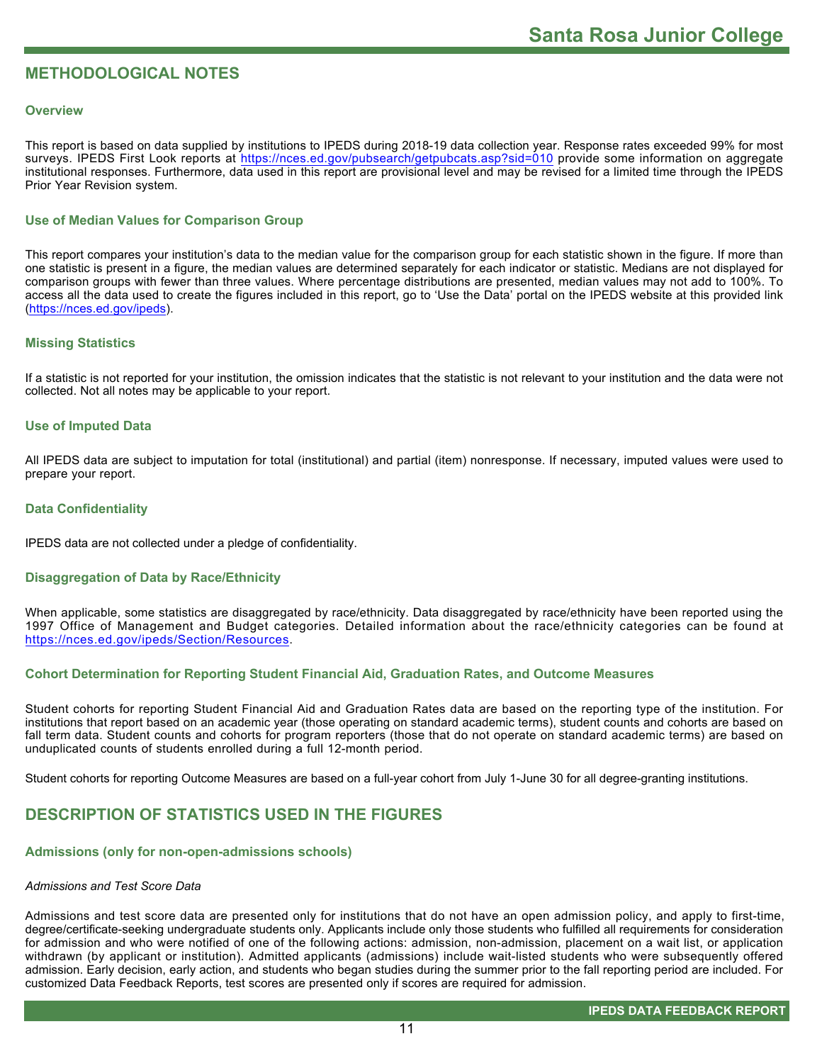## METHODOLOGICAL NOTES

### Overview

This report is based on data supplied by institutions to IPEDS during 2018-19 data collection year. Response rates exceeded 99% for most surveys. IPEDS First Look reports at https://nces.ed.gov/pubsearch/getpubcats.asp?sid=010 provide some information on aggregate institutional responses. Furthermore, data used in this report are provisional level and may be revised for a limited time through the IPEDS Prior Year Revision system.

### Use of Median Values for Comparison Group

This report compares your institution's data to the median value for the comparison group for each statistic shown in the figure. If more than one statistic is present in a figure, the median values are determined separately for each indicator or statistic. Medians are not displayed for comparison groups with fewer than three values. Where percentage distributions are presented, median values may not add to 100%. To access all the data used to create the figures included in this report, go to 'Use the Data' portal on the IPEDS website at this provided link (https://nces.ed.gov/ipeds).

### Missing Statistics

If a statistic is not reported for your institution, the omission indicates that the statistic is not relevant to your institution and the data were not collected. Not all notes may be applicable to your report.

### Use of Imputed Data

All IPEDS data are subject to imputation for total (institutional) and partial (item) nonresponse. If necessary, imputed values were used to prepare your report.

### Data Confidentiality

IPEDS data are not collected under a pledge of confidentiality.

### Disaggregation of Data by Race/Ethnicity

When applicable, some statistics are disaggregated by race/ethnicity. Data disaggregated by race/ethnicity have been reported using the 1997 Office of Management and Budget categories. Detailed information about the race/ethnicity categories can be found at https://nces.ed.gov/ipeds/Section/Resources.

### Cohort Determination for Reporting Student Financial Aid, Graduation Rates, and Outcome Measures

Student cohorts for reporting Student Financial Aid and Graduation Rates data are based on the reporting type of the institution. For institutions that report based on an academic year (those operating on standard academic terms), student counts and cohorts are based on fall term data. Student counts and cohorts for program reporters (those that do not operate on standard academic terms) are based on unduplicated counts of students enrolled during a full 12-month period.

Student cohorts for reporting Outcome Measures are based on a full-year cohort from July 1-June 30 for all degree-granting institutions.

## DESCRIPTION OF STATISTICS USED IN THE FIGURES

### Admissions (only for non-open-admissions schools)

*Admissions and Test Score Data*

Admissions and test score data are presented only for institutions that do not have an open admission policy, and apply to first-time, degree/certificate-seeking undergraduate students only. Applicants include only those students who fulfilled all requirements for consideration for admission and who were notified of one of the following actions: admission, non-admission, placement on a wait list, or application withdrawn (by applicant or institution). Admitted applicants (admissions) include wait-listed students who were subsequently offered admission. Early decision, early action, and students who began studies during the summer prior to the fall reporting period are included. For customized Data Feedback Reports, test scores are presented only if scores are required for admission.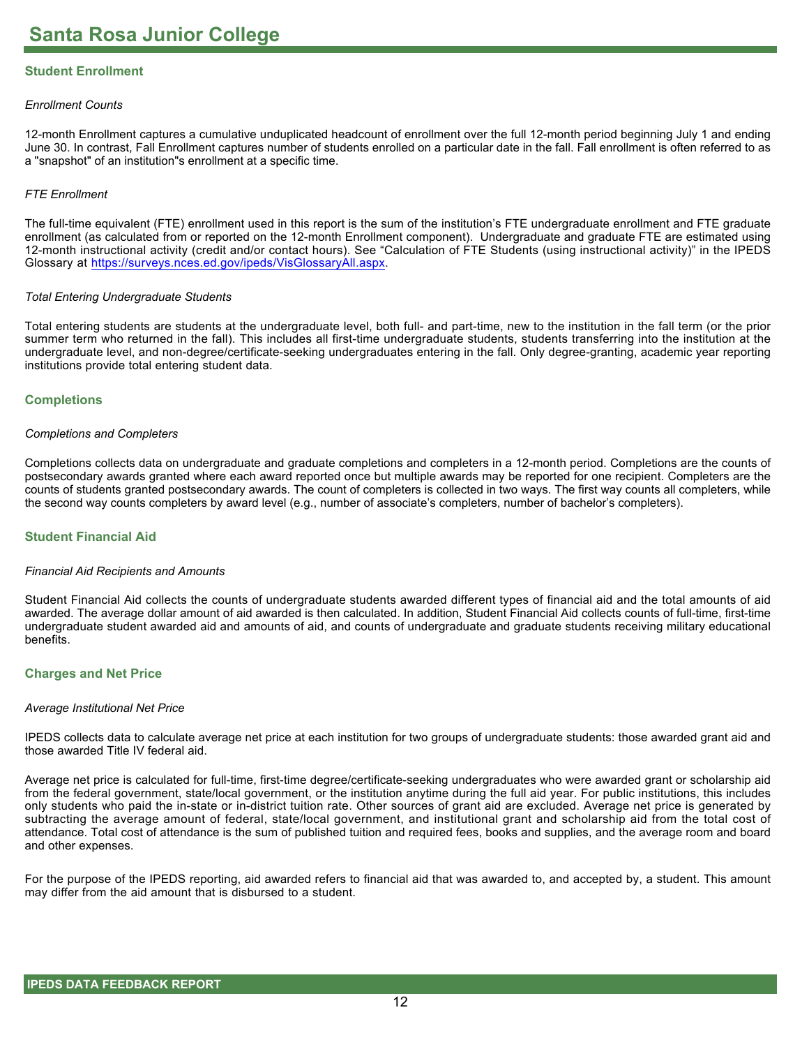# Santa Rosa Junior College

## Student Enrollment

*Enrollment Counts*

12-month Enrollment captures a cumulative unduplicated headcount of enrollment over the full 12-month period beginning July 1 and ending June 30. In contrast, Fall Enrollment captures number of students enrolled on a particular date in the fall. Fall enrollment is often referred to as a "snapshot" of an institution"s enrollment at a specific time.

*FTE Enrollment*

The full-time equivalent (FTE) enrollment used in this report is the sum of the institution's FTE undergraduate enrollment and FTE graduate enrollment (as calculated from or reported on the 12-month Enrollment component). Undergraduate and graduate FTE are estimated using 12-month instructional activity (credit and/or contact hours). See "Calculation of FTE Students (using instructional activity)" in the IPEDS Glossary at https://surveys.nces.ed.gov/ipeds/VisGlossaryAll.aspx.

*Total Entering Undergraduate Students*

Total entering students are students at the undergraduate level, both full- and part-time, new to the institution in the fall term (or the prior summer term who returned in the fall). This includes all first-time undergraduate students, students transferring into the institution at the undergraduate level, and non-degree/certificate-seeking undergraduates entering in the fall. Only degree-granting, academic year reporting institutions provide total entering student data.

## Completions

*Completions and Completers*

Completions collects data on undergraduate and graduate completions and completers in a 12-month period. Completions are the counts of postsecondary awards granted where each award reported once but multiple awards may be reported for one recipient. Completers are the counts of students granted postsecondary awards. The count of completers is collected in two ways. The first way counts all completers, while the second way counts completers by award level (e.g., number of associate's completers, number of bachelor's completers).

## Student Financial Aid

*Financial Aid Recipients and Amounts*

Student Financial Aid collects the counts of undergraduate students awarded different types of financial aid and the total amounts of aid awarded. The average dollar amount of aid awarded is then calculated. In addition, Student Financial Aid collects counts of full-time, first-time undergraduate student awarded aid and amounts of aid, and counts of undergraduate and graduate students receiving military educational benefits.

## Charges and Net Price

*Average Institutional Net Price*

IPEDS collects data to calculate average net price at each institution for two groups of undergraduate students: those awarded grant aid and those awarded Title IV federal aid.

Average net price is calculated for full-time, first-time degree/certificate-seeking undergraduates who were awarded grant or scholarship aid from the federal government, state/local government, or the institution anytime during the full aid year. For public institutions, this includes only students who paid the in-state or in-district tuition rate. Other sources of grant aid are excluded. Average net price is generated by subtracting the average amount of federal, state/local government, and institutional grant and scholarship aid from the total cost of attendance. Total cost of attendance is the sum of published tuition and required fees, books and supplies, and the average room and board and other expenses.

For the purpose of the IPEDS reporting, aid awarded refers to financial aid that was awarded to, and accepted by, a student. This amount may differ from the aid amount that is disbursed to a student.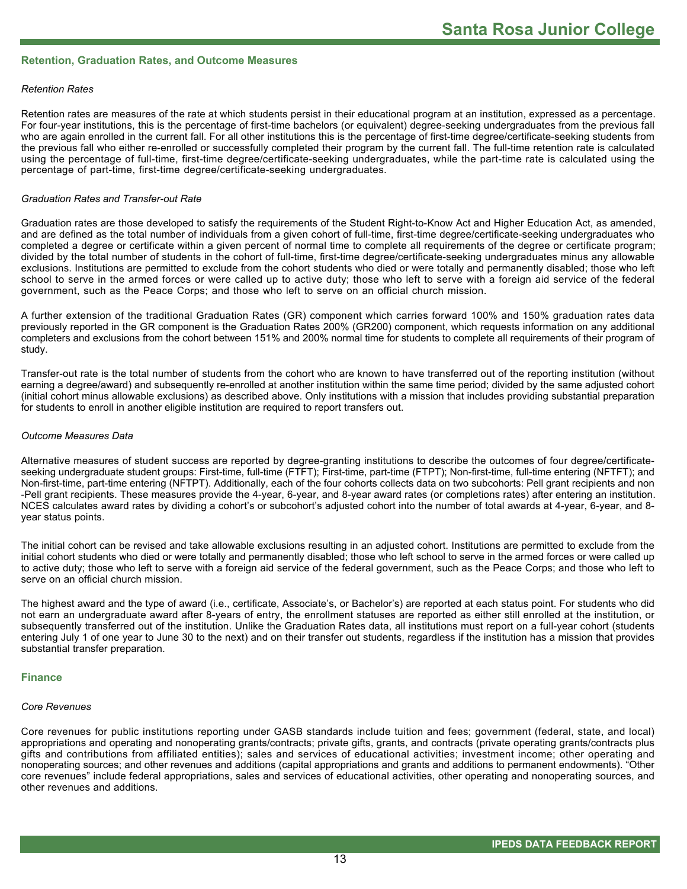## Retention, Graduation Rates, and Outcome Measures

*Retention Rates*

Retention rates are measures of the rate at which students persist in their educational program at an institution, expressed as a percentage. For four-year institutions, this is the percentage of first-time bachelors (or equivalent) degree-seeking undergraduates from the previous fall who are again enrolled in the current fall. For all other institutions this is the percentage of first-time degree/certificate-seeking students from the previous fall who either re-enrolled or successfully completed their program by the current fall. The full-time retention rate is calculated using the percentage of full-time, first-time degree/certificate-seeking undergraduates, while the part-time rate is calculated using the percentage of part-time, first-time degree/certificate-seeking undergraduates.

*Graduation Rates and Transfer-out Rate*

Graduation rates are those developed to satisfy the requirements of the Student Right-to-Know Act and Higher Education Act, as amended, and are defined as the total number of individuals from a given cohort of full-time, first-time degree/certificate-seeking undergraduates who completed a degree or certificate within a given percent of normal time to complete all requirements of the degree or certificate program; divided by the total number of students in the cohort of full-time, first-time degree/certificate-seeking undergraduates minus any allowable exclusions. Institutions are permitted to exclude from the cohort students who died or were totally and permanently disabled; those who left school to serve in the armed forces or were called up to active duty; those who left to serve with a foreign aid service of the federal government, such as the Peace Corps; and those who left to serve on an official church mission.

A further extension of the traditional Graduation Rates (GR) component which carries forward 100% and 150% graduation rates data previously reported in the GR component is the Graduation Rates 200% (GR200) component, which requests information on any additional completers and exclusions from the cohort between 151% and 200% normal time for students to complete all requirements of their program of study.

Transfer-out rate is the total number of students from the cohort who are known to have transferred out of the reporting institution (without earning a degree/award) and subsequently re-enrolled at another institution within the same time period; divided by the same adjusted cohort (initial cohort minus allowable exclusions) as described above. Only institutions with a mission that includes providing substantial preparation for students to enroll in another eligible institution are required to report transfers out.

*Outcome Measures Data*

Alternative measures of student success are reported by degree-granting institutions to describe the outcomes of four degree/certificate-seeking undergraduate student groups: First-time, full-time (FTFT); First-time, part-time (FTPT); Non-first-time, full-time entering (NFTFT); and Non-first-time, part-time entering (NFTPT). Additionally, each of the four cohorts collects data on two subcohorts: Pell grant recipients and non -Pell grant recipients. These measures provide the 4-year, 6-year, and 8-year award rates (or completions rates) after entering an institution. NCES calculates award rates by dividing a cohort's or subcohort's adjusted cohort into the number of total awards at 4-year, 6-year, and 8-year status points.

The initial cohort can be revised and take allowable exclusions resulting in an adjusted cohort. Institutions are permitted to exclude from the initial cohort students who died or were totally and permanently disabled; those who left school to serve in the armed forces or were called up to active duty; those who left to serve with a foreign aid service of the federal government, such as the Peace Corps; and those who left to serve on an official church mission.

The highest award and the type of award (i.e., certificate, Associate's, or Bachelor's) are reported at each status point. For students who did not earn an undergraduate award after 8-years of entry, the enrollment statuses are reported as either still enrolled at the institution, or subsequently transferred out of the institution. Unlike the Graduation Rates data, all institutions must report on a full-year cohort (students entering July 1 of one year to June 30 to the next) and on their transfer out students, regardless if the institution has a mission that provides substantial transfer preparation.

## Finance

*Core Revenues*

Core revenues for public institutions reporting under GASB standards include tuition and fees; government (federal, state, and local) appropriations and operating and nonoperating grants/contracts; private gifts, grants, and contracts (private operating grants/contracts plus gifts and contributions from affiliated entities); sales and services of educational activities; investment income; other operating and nonoperating sources; and other revenues and additions (capital appropriations and grants and additions to permanent endowments). "Other core revenues" include federal appropriations, sales and services of educational activities, other operating and nonoperating sources, and other revenues and additions.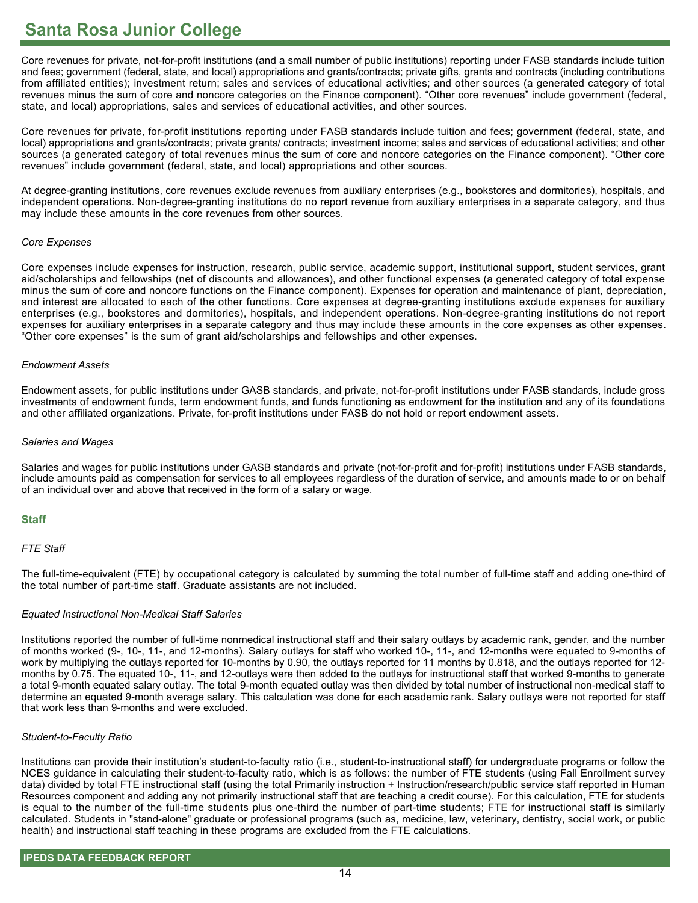Core revenues for private, not-for-profit institutions (and a small number of public institutions) reporting under FASB standards include tuition and fees; government (federal, state, and local) appropriations and grants/contracts; private gifts, grants and contracts (including contributions from affiliated entities); investment return; sales and services of educational activities; and other sources (a generated category of total revenues minus the sum of core and noncore categories on the Finance component). “Other core revenues” include government (federal, state, and local) appropriations, sales and services of educational activities, and other sources.

Core revenues for private, for-profit institutions reporting under FASB standards include tuition and fees; government (federal, state, and local) appropriations and grants/contracts; private grants/ contracts; investment income; sales and services of educational activities; and other sources (a generated category of total revenues minus the sum of core and noncore categories on the Finance component). “Other core revenues” include government (federal, state, and local) appropriations and other sources.

At degree-granting institutions, core revenues exclude revenues from auxiliary enterprises (e.g., bookstores and dormitories), hospitals, and independent operations. Non-degree-granting institutions do no report revenue from auxiliary enterprises in a separate category, and thus may include these amounts in the core revenues from other sources.

*Core Expenses*

Core expenses include expenses for instruction, research, public service, academic support, institutional support, student services, grant aid/scholarships and fellowships (net of discounts and allowances), and other functional expenses (a generated category of total expense minus the sum of core and noncore functions on the Finance component). Expenses for operation and maintenance of plant, depreciation, and interest are allocated to each of the other functions. Core expenses at degree-granting institutions exclude expenses for auxiliary enterprises (e.g., bookstores and dormitories), hospitals, and independent operations. Non-degree-granting institutions do not report expenses for auxiliary enterprises in a separate category and thus may include these amounts in the core expenses as other expenses. “Other core expenses” is the sum of grant aid/scholarships and fellowships and other expenses.

*Endowment Assets*

Endowment assets, for public institutions under GASB standards, and private, not-for-profit institutions under FASB standards, include gross investments of endowment funds, term endowment funds, and funds functioning as endowment for the institution and any of its foundations and other affiliated organizations. Private, for-profit institutions under FASB do not hold or report endowment assets.

*Salaries and Wages*

Salaries and wages for public institutions under GASB standards and private (not-for-profit and for-profit) institutions under FASB standards, include amounts paid as compensation for services to all employees regardless of the duration of service, and amounts made to or on behalf of an individual over and above that received in the form of a salary or wage.

## Staff

*FTE Staff*

The full-time-equivalent (FTE) by occupational category is calculated by summing the total number of full-time staff and adding one-third of the total number of part-time staff. Graduate assistants are not included.

*Equated Instructional Non-Medical Staff Salaries*

Institutions reported the number of full-time nonmedical instructional staff and their salary outlays by academic rank, gender, and the number of months worked (9-, 10-, 11-, and 12-months). Salary outlays for staff who worked 10-, 11-, and 12-months were equated to 9-months of work by multiplying the outlays reported for 10-months by 0.90, the outlays reported for 11 months by 0.818, and the outlays reported for 12-months by 0.75. The equated 10-, 11-, and 12-outlays were then added to the outlays for instructional staff that worked 9-months to generate a total 9-month equated salary outlay. The total 9-month equated outlay was then divided by total number of instructional non-medical staff to determine an equated 9-month average salary. This calculation was done for each academic rank. Salary outlays were not reported for staff that work less than 9-months and were excluded.

*Student-to-Faculty Ratio*

Institutions can provide their institution’s student-to-faculty ratio (i.e., student-to-instructional staff) for undergraduate programs or follow the NCES guidance in calculating their student-to-faculty ratio, which is as follows: the number of FTE students (using Fall Enrollment survey data) divided by total FTE instructional staff (using the total Primarily instruction + Instruction/research/public service staff reported in Human Resources component and adding any not primarily instructional staff that are teaching a credit course). For this calculation, FTE for students is equal to the number of the full-time students plus one-third the number of part-time students; FTE for instructional staff is similarly calculated. Students in "stand-alone" graduate or professional programs (such as, medicine, law, veterinary, dentistry, social work, or public health) and instructional staff teaching in these programs are excluded from the FTE calculations.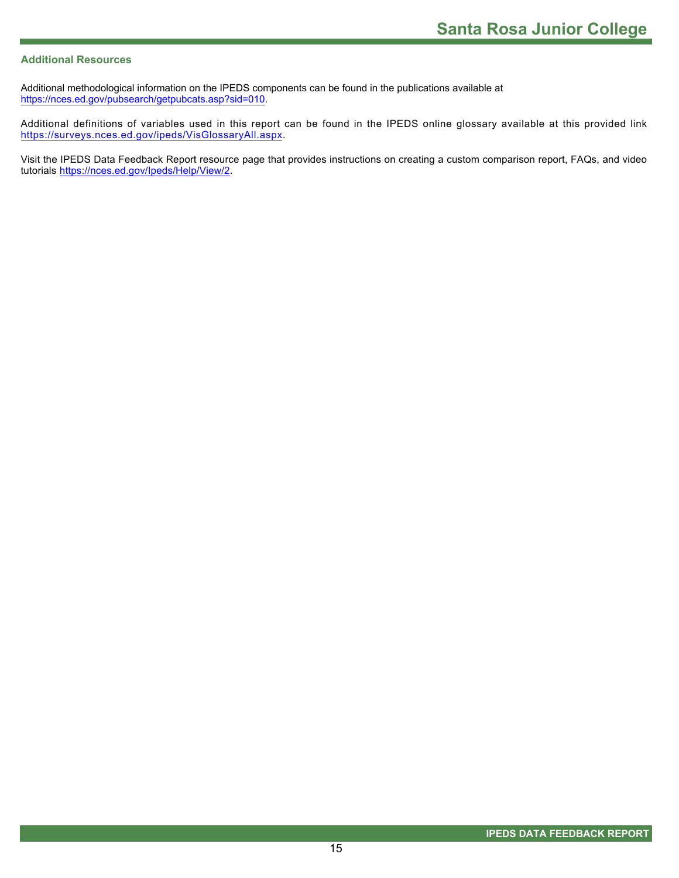## Additional Resources

Additional methodological information on the IPEDS components can be found in the publications available at https://nces.ed.gov/pubsearch/getpubcats.asp?sid=010.

Additional definitions of variables used in this report can be found in the IPEDS online glossary available at this provided link https://surveys.nces.ed.gov/ipeds/VisGlossaryAll.aspx.

Visit the IPEDS Data Feedback Report resource page that provides instructions on creating a custom comparison report, FAQs, and video tutorials https://nces.ed.gov/Ipeds/Help/View/2.